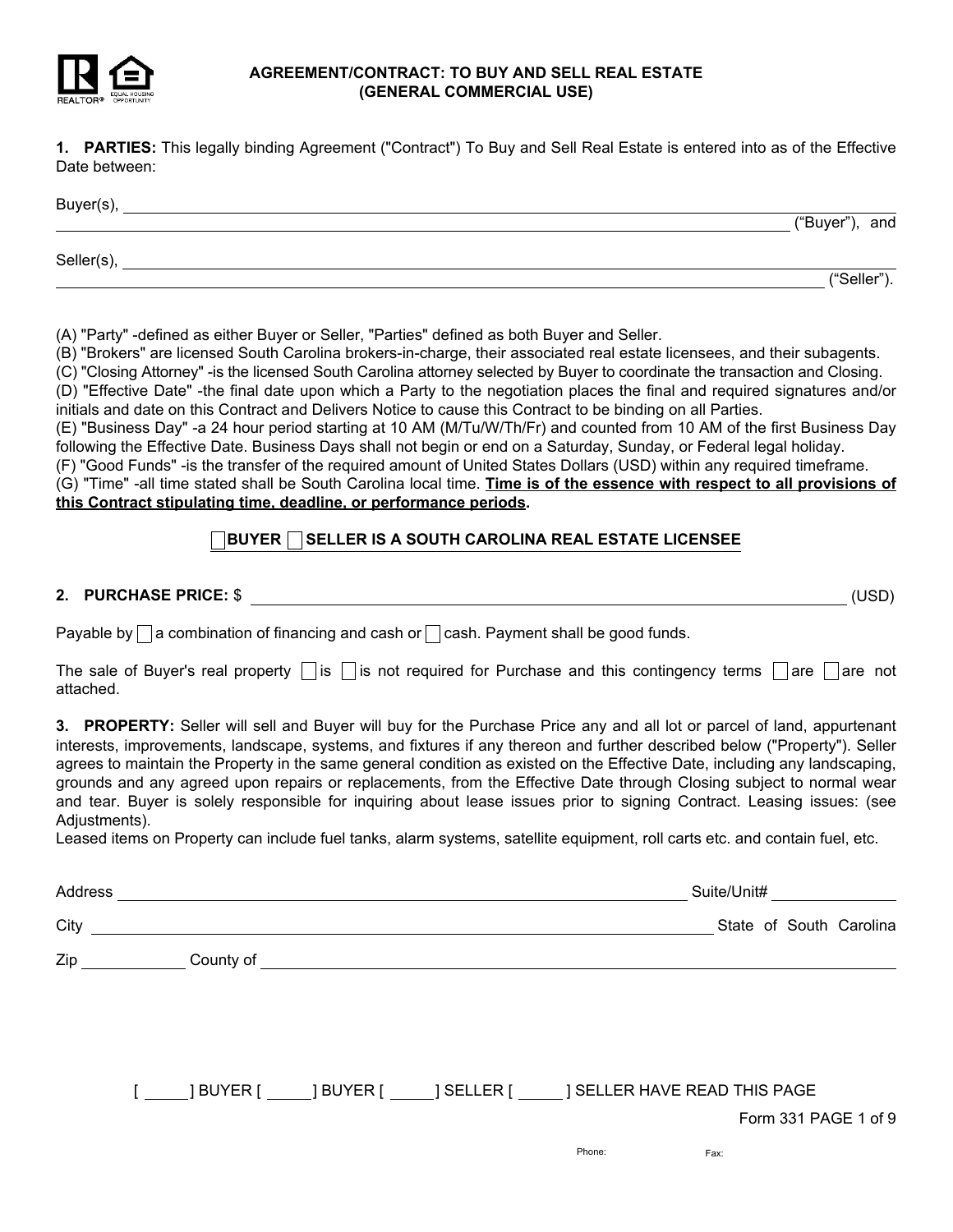# AGREEMENT/CONTRACT: TO BUY AND SELL REAL ESTATE (GENERAL COMMERCIAL USE)

**1. PARTIES:** This legally binding Agreement ("Contract") To Buy and Sell Real Estate is entered into as of the Effective Date between:

Buyer(s), ______________________________________________________________________

______________________________________________________________________ ("Buyer"), and

Seller(s), ______________________________________________________________________

______________________________________________________________________ ("Seller").

(A) "Party" -defined as either Buyer or Seller, "Parties" defined as both Buyer and Seller.
(B) "Brokers" are licensed South Carolina brokers-in-charge, their associated real estate licensees, and their subagents.
(C) "Closing Attorney" -is the licensed South Carolina attorney selected by Buyer to coordinate the transaction and Closing.
(D) "Effective Date" -the final date upon which a Party to the negotiation places the final and required signatures and/or initials and date on this Contract and Delivers Notice to cause this Contract to be binding on all Parties.
(E) "Business Day" -a 24 hour period starting at 10 AM (M/Tu/W/Th/Fr) and counted from 10 AM of the first Business Day following the Effective Date. Business Days shall not begin or end on a Saturday, Sunday, or Federal legal holiday.
(F) "Good Funds" -is the transfer of the required amount of United States Dollars (USD) within any required timeframe.
(G) "Time" -all time stated shall be South Carolina local time. **Time is of the essence with respect to all provisions of this Contract stipulating time, deadline, or performance periods.**

**☐ BUYER ☐ SELLER IS A SOUTH CAROLINA REAL ESTATE LICENSEE**

**2. PURCHASE PRICE:** $ ______________________________________________ (USD)

Payable by ☐ a combination of financing and cash or ☐ cash. Payment shall be good funds.

The sale of Buyer's real property ☐ is ☐ is not required for Purchase and this contingency terms ☐ are ☐ are not attached.

**3. PROPERTY:** Seller will sell and Buyer will buy for the Purchase Price any and all lot or parcel of land, appurtenant interests, improvements, landscape, systems, and fixtures if any thereon and further described below ("Property"). Seller agrees to maintain the Property in the same general condition as existed on the Effective Date, including any landscaping, grounds and any agreed upon repairs or replacements, from the Effective Date through Closing subject to normal wear and tear. Buyer is solely responsible for inquiring about lease issues prior to signing Contract. Leasing issues: (see Adjustments).
Leased items on Property can include fuel tanks, alarm systems, satellite equipment, roll carts etc. and contain fuel, etc.

Address ______________________________________________ Suite/Unit# ____________

City ______________________________________________ State of South Carolina

Zip ____________ County of ______________________________________________

[ _____ ] BUYER [ _____ ] BUYER [ _____ ] SELLER [ _____ ] SELLER HAVE READ THIS PAGE

Form 331

Phone: Fax: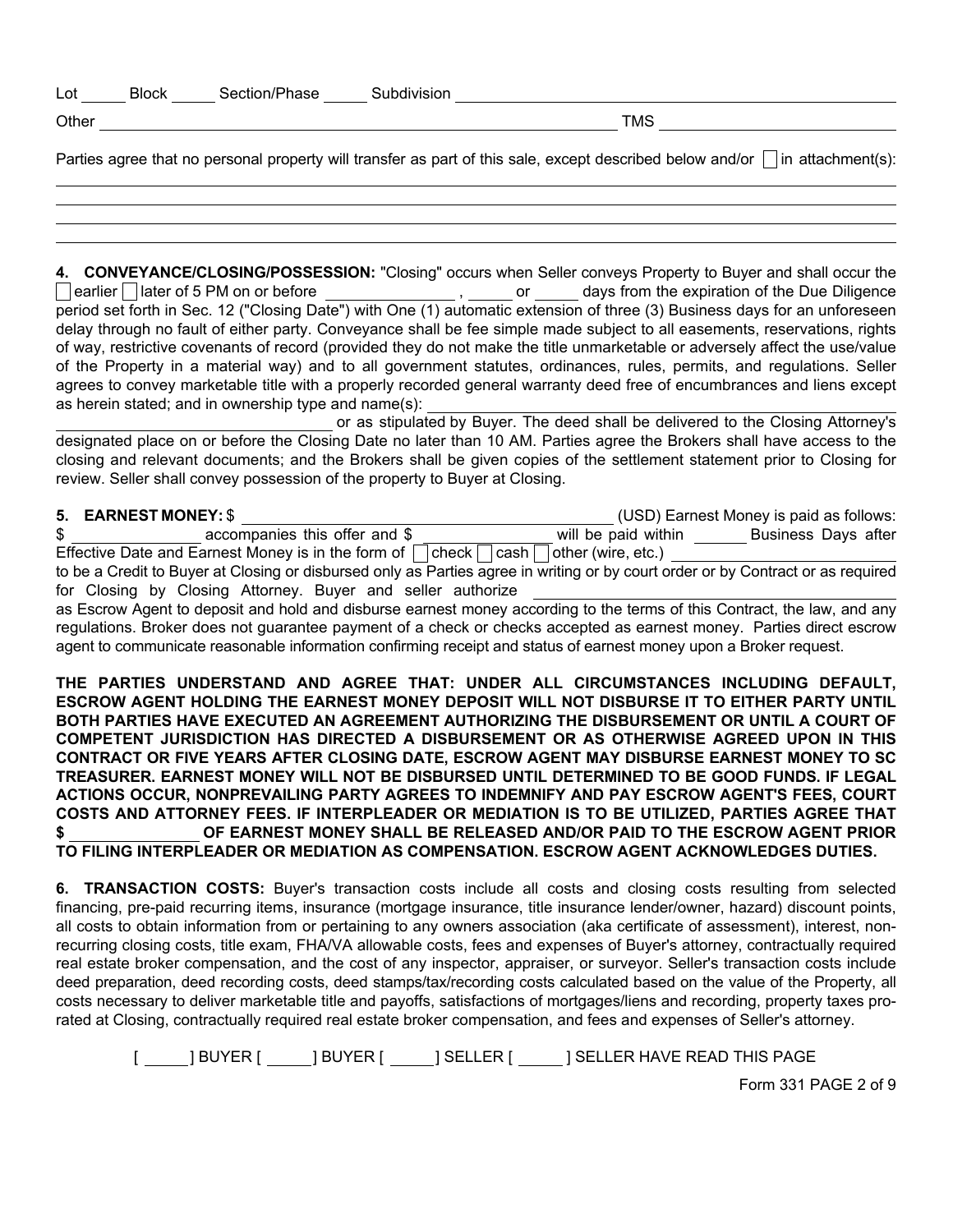Lot ______ Block ______ Section/Phase ______ Subdivision ________________________________________

Other ________________________________________________________________ TMS ____________________________

Parties agree that no personal property will transfer as part of this sale, except described below and/or ☐ in attachment(s):

________________________________________________________________________________________________

________________________________________________________________________________________________

________________________________________________________________________________________________

________________________________________________________________________________________________

**4. CONVEYANCE/CLOSING/POSSESSION:** "Closing" occurs when Seller conveys Property to Buyer and shall occur the ☐ earlier ☐ later of 5 PM on or before ________________ , ______ or ______ days from the expiration of the Due Diligence period set forth in Sec. 12 ("Closing Date") with One (1) automatic extension of three (3) Business days for an unforeseen delay through no fault of either party. Conveyance shall be fee simple made subject to all easements, reservations, rights of way, restrictive covenants of record (provided they do not make the title unmarketable or adversely affect the use/value of the Property in a material way) and to all government statutes, ordinances, rules, permits, and regulations. Seller agrees to convey marketable title with a properly recorded general warranty deed free of encumbrances and liens except as herein stated; and in ownership type and name(s): ________________________________________ ________________________________ or as stipulated by Buyer. The deed shall be delivered to the Closing Attorney's designated place on or before the Closing Date no later than 10 AM. Parties agree the Brokers shall have access to the closing and relevant documents; and the Brokers shall be given copies of the settlement statement prior to Closing for review. Seller shall convey possession of the property to Buyer at Closing.

**5. EARNEST MONEY:** $ ________________________________________ (USD) Earnest Money is paid as follows: $ ________________ accompanies this offer and $ ________________ will be paid within _______ Business Days after Effective Date and Earnest Money is in the form of ☐ check ☐ cash ☐ other (wire, etc.) ____________________________ to be a Credit to Buyer at Closing or disbursed only as Parties agree in writing or by court order or by Contract or as required for Closing by Closing Attorney. Buyer and seller authorize ________________________________________ as Escrow Agent to deposit and hold and disburse earnest money according to the terms of this Contract, the law, and any regulations. Broker does not guarantee payment of a check or checks accepted as earnest money. Parties direct escrow agent to communicate reasonable information confirming receipt and status of earnest money upon a Broker request.

**THE PARTIES UNDERSTAND AND AGREE THAT: UNDER ALL CIRCUMSTANCES INCLUDING DEFAULT, ESCROW AGENT HOLDING THE EARNEST MONEY DEPOSIT WILL NOT DISBURSE IT TO EITHER PARTY UNTIL BOTH PARTIES HAVE EXECUTED AN AGREEMENT AUTHORIZING THE DISBURSEMENT OR UNTIL A COURT OF COMPETENT JURISDICTION HAS DIRECTED A DISBURSEMENT OR AS OTHERWISE AGREED UPON IN THIS CONTRACT OR FIVE YEARS AFTER CLOSING DATE, ESCROW AGENT MAY DISBURSE EARNEST MONEY TO SC TREASURER. EARNEST MONEY WILL NOT BE DISBURSED UNTIL DETERMINED TO BE GOOD FUNDS. IF LEGAL ACTIONS OCCUR, NONPREVAILING PARTY AGREES TO INDEMNIFY AND PAY ESCROW AGENT'S FEES, COURT COSTS AND ATTORNEY FEES. IF INTERPLEADER OR MEDIATION IS TO BE UTILIZED, PARTIES AGREE THAT $ ________________ OF EARNEST MONEY SHALL BE RELEASED AND/OR PAID TO THE ESCROW AGENT PRIOR TO FILING INTERPLEADER OR MEDIATION AS COMPENSATION. ESCROW AGENT ACKNOWLEDGES DUTIES.**

**6. TRANSACTION COSTS:** Buyer's transaction costs include all costs and closing costs resulting from selected financing, pre-paid recurring items, insurance (mortgage insurance, title insurance lender/owner, hazard) discount points, all costs to obtain information from or pertaining to any owners association (aka certificate of assessment), interest, non-recurring closing costs, title exam, FHA/VA allowable costs, fees and expenses of Buyer's attorney, contractually required real estate broker compensation, and the cost of any inspector, appraiser, or surveyor. Seller's transaction costs include deed preparation, deed recording costs, deed stamps/tax/recording costs calculated based on the value of the Property, all costs necessary to deliver marketable title and payoffs, satisfactions of mortgages/liens and recording, property taxes pro-rated at Closing, contractually required real estate broker compensation, and fees and expenses of Seller's attorney.

[ ______ ] BUYER [ ______ ] BUYER [ ______ ] SELLER [ ______ ] SELLER HAVE READ THIS PAGE

Form 331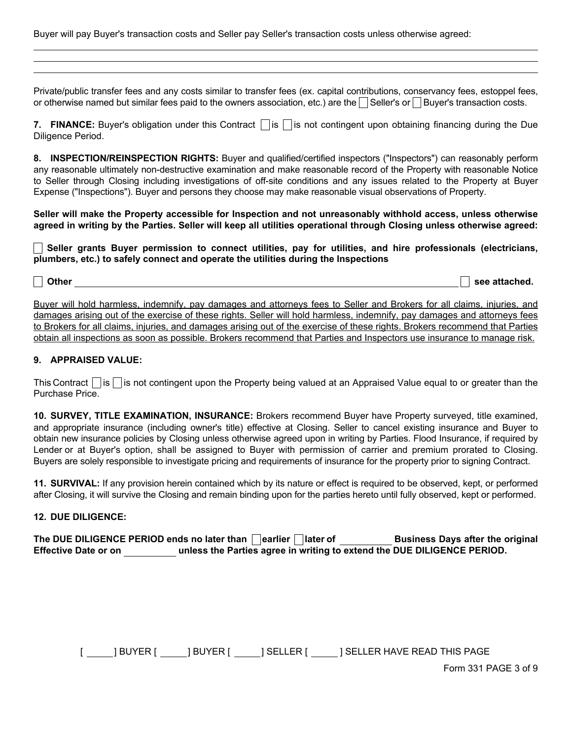Buyer will pay Buyer's transaction costs and Seller pay Seller's transaction costs unless otherwise agreed:

\_\_\_\_\_\_\_\_\_\_\_\_\_\_\_\_\_\_\_\_\_\_\_\_\_\_\_\_\_\_\_\_\_\_\_\_\_\_\_\_\_\_\_\_\_\_\_\_\_\_\_\_\_\_\_\_\_\_\_\_\_\_\_\_\_\_\_\_\_\_\_\_

\_\_\_\_\_\_\_\_\_\_\_\_\_\_\_\_\_\_\_\_\_\_\_\_\_\_\_\_\_\_\_\_\_\_\_\_\_\_\_\_\_\_\_\_\_\_\_\_\_\_\_\_\_\_\_\_\_\_\_\_\_\_\_\_\_\_\_\_\_\_\_\_

\_\_\_\_\_\_\_\_\_\_\_\_\_\_\_\_\_\_\_\_\_\_\_\_\_\_\_\_\_\_\_\_\_\_\_\_\_\_\_\_\_\_\_\_\_\_\_\_\_\_\_\_\_\_\_\_\_\_\_\_\_\_\_\_\_\_\_\_\_\_\_\_

Private/public transfer fees and any costs similar to transfer fees (ex. capital contributions, conservancy fees, estoppel fees, or otherwise named but similar fees paid to the owners association, etc.) are the ☐ Seller's or ☐ Buyer's transaction costs.

**7. FINANCE:** Buyer's obligation under this Contract ☐ is ☐ is not contingent upon obtaining financing during the Due Diligence Period.

**8. INSPECTION/REINSPECTION RIGHTS:** Buyer and qualified/certified inspectors ("Inspectors") can reasonably perform any reasonable ultimately non-destructive examination and make reasonable record of the Property with reasonable Notice to Seller through Closing including investigations of off-site conditions and any issues related to the Property at Buyer Expense ("Inspections"). Buyer and persons they choose may make reasonable visual observations of Property.

**Seller will make the Property accessible for Inspection and not unreasonably withhold access, unless otherwise agreed in writing by the Parties. Seller will keep all utilities operational through Closing unless otherwise agreed:**

☐ **Seller grants Buyer permission to connect utilities, pay for utilities, and hire professionals (electricians, plumbers, etc.) to safely connect and operate the utilities during the Inspections**

☐ **Other** \_\_\_\_\_\_\_\_\_\_\_\_\_\_\_\_\_\_\_\_\_\_\_\_\_\_\_\_\_\_\_\_\_\_\_\_\_\_\_\_\_\_\_\_\_\_\_\_\_\_\_\_\_\_ ☐ **see attached.**

<u>Buyer will hold harmless, indemnify, pay damages and attorneys fees to Seller and Brokers for all claims, injuries, and damages arising out of the exercise of these rights. Seller will hold harmless, indemnify, pay damages and attorneys fees to Brokers for all claims, injuries, and damages arising out of the exercise of these rights. Brokers recommend that Parties obtain all inspections as soon as possible. Brokers recommend that Parties and Inspectors use insurance to manage risk.</u>

**9. APPRAISED VALUE:**

This Contract ☐ is ☐ is not contingent upon the Property being valued at an Appraised Value equal to or greater than the Purchase Price.

**10. SURVEY, TITLE EXAMINATION, INSURANCE:** Brokers recommend Buyer have Property surveyed, title examined, and appropriate insurance (including owner's title) effective at Closing. Seller to cancel existing insurance and Buyer to obtain new insurance policies by Closing unless otherwise agreed upon in writing by Parties. Flood Insurance, if required by Lender or at Buyer's option, shall be assigned to Buyer with permission of carrier and premium prorated to Closing. Buyers are solely responsible to investigate pricing and requirements of insurance for the property prior to signing Contract.

**11. SURVIVAL:** If any provision herein contained which by its nature or effect is required to be observed, kept, or performed after Closing, it will survive the Closing and remain binding upon for the parties hereto until fully observed, kept or performed.

**12. DUE DILIGENCE:**

**The DUE DILIGENCE PERIOD ends no later than ☐ earlier ☐ later of \_\_\_\_\_\_\_\_\_\_ Business Days after the original Effective Date or on \_\_\_\_\_\_\_\_\_\_ unless the Parties agree in writing to extend the DUE DILIGENCE PERIOD.**

[ \_\_\_\_\_ ] BUYER [ \_\_\_\_\_ ] BUYER [ \_\_\_\_\_ ] SELLER [ \_\_\_\_\_ ] SELLER HAVE READ THIS PAGE

Form 331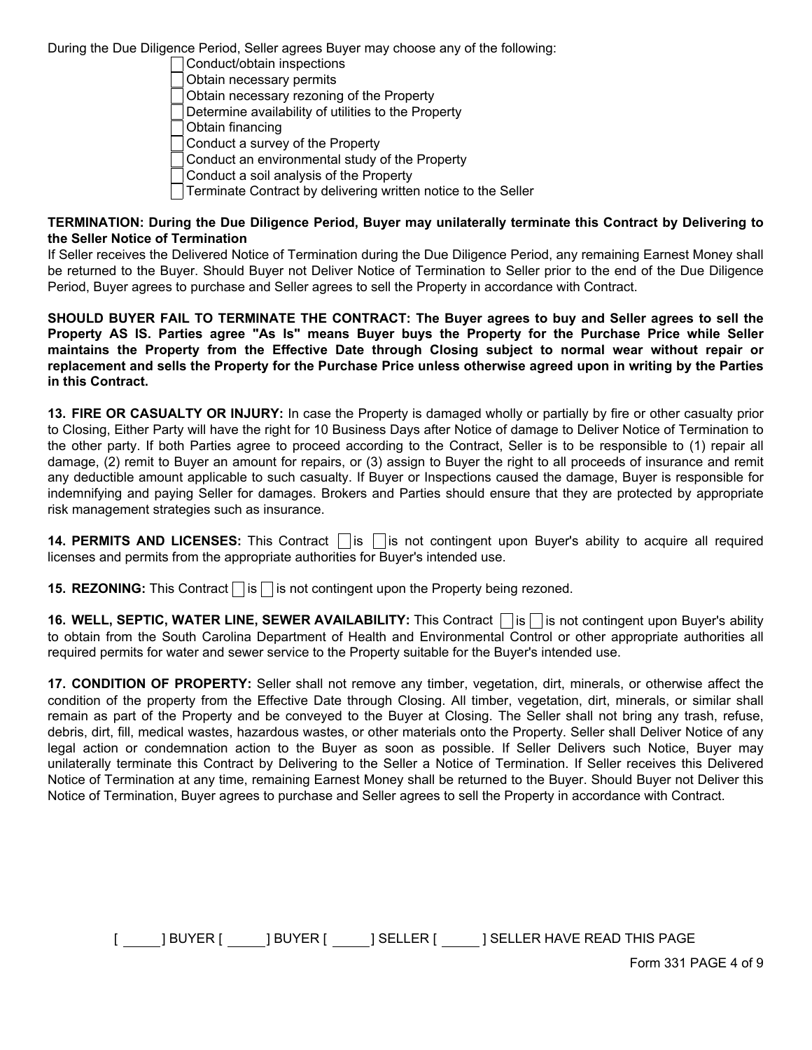During the Due Diligence Period, Seller agrees Buyer may choose any of the following:

- [ ] Conduct/obtain inspections
- [ ] Obtain necessary permits
- [ ] Obtain necessary rezoning of the Property
- [ ] Determine availability of utilities to the Property
- [ ] Obtain financing
- [ ] Conduct a survey of the Property
- [ ] Conduct an environmental study of the Property
- [ ] Conduct a soil analysis of the Property
- [ ] Terminate Contract by delivering written notice to the Seller

**TERMINATION: During the Due Diligence Period, Buyer may unilaterally terminate this Contract by Delivering to the Seller Notice of Termination**

If Seller receives the Delivered Notice of Termination during the Due Diligence Period, any remaining Earnest Money shall be returned to the Buyer. Should Buyer not Deliver Notice of Termination to Seller prior to the end of the Due Diligence Period, Buyer agrees to purchase and Seller agrees to sell the Property in accordance with Contract.

**SHOULD BUYER FAIL TO TERMINATE THE CONTRACT: The Buyer agrees to buy and Seller agrees to sell the Property AS IS. Parties agree "As Is" means Buyer buys the Property for the Purchase Price while Seller maintains the Property from the Effective Date through Closing subject to normal wear without repair or replacement and sells the Property for the Purchase Price unless otherwise agreed upon in writing by the Parties in this Contract.**

**13. FIRE OR CASUALTY OR INJURY:** In case the Property is damaged wholly or partially by fire or other casualty prior to Closing, Either Party will have the right for 10 Business Days after Notice of damage to Deliver Notice of Termination to the other party. If both Parties agree to proceed according to the Contract, Seller is to be responsible to (1) repair all damage, (2) remit to Buyer an amount for repairs, or (3) assign to Buyer the right to all proceeds of insurance and remit any deductible amount applicable to such casualty. If Buyer or Inspections caused the damage, Buyer is responsible for indemnifying and paying Seller for damages. Brokers and Parties should ensure that they are protected by appropriate risk management strategies such as insurance.

**14. PERMITS AND LICENSES:** This Contract ☐ is ☐ is not contingent upon Buyer's ability to acquire all required licenses and permits from the appropriate authorities for Buyer's intended use.

**15. REZONING:** This Contract ☐ is ☐ is not contingent upon the Property being rezoned.

**16. WELL, SEPTIC, WATER LINE, SEWER AVAILABILITY:** This Contract ☐ is ☐ is not contingent upon Buyer's ability to obtain from the South Carolina Department of Health and Environmental Control or other appropriate authorities all required permits for water and sewer service to the Property suitable for the Buyer's intended use.

**17. CONDITION OF PROPERTY:** Seller shall not remove any timber, vegetation, dirt, minerals, or otherwise affect the condition of the property from the Effective Date through Closing. All timber, vegetation, dirt, minerals, or similar shall remain as part of the Property and be conveyed to the Buyer at Closing. The Seller shall not bring any trash, refuse, debris, dirt, fill, medical wastes, hazardous wastes, or other materials onto the Property. Seller shall Deliver Notice of any legal action or condemnation action to the Buyer as soon as possible. If Seller Delivers such Notice, Buyer may unilaterally terminate this Contract by Delivering to the Seller a Notice of Termination. If Seller receives this Delivered Notice of Termination at any time, remaining Earnest Money shall be returned to the Buyer. Should Buyer not Deliver this Notice of Termination, Buyer agrees to purchase and Seller agrees to sell the Property in accordance with Contract.

[ \_\_\_\_\_ ] BUYER [ \_\_\_\_\_ ] BUYER [ \_\_\_\_\_ ] SELLER [ \_\_\_\_\_ ] SELLER HAVE READ THIS PAGE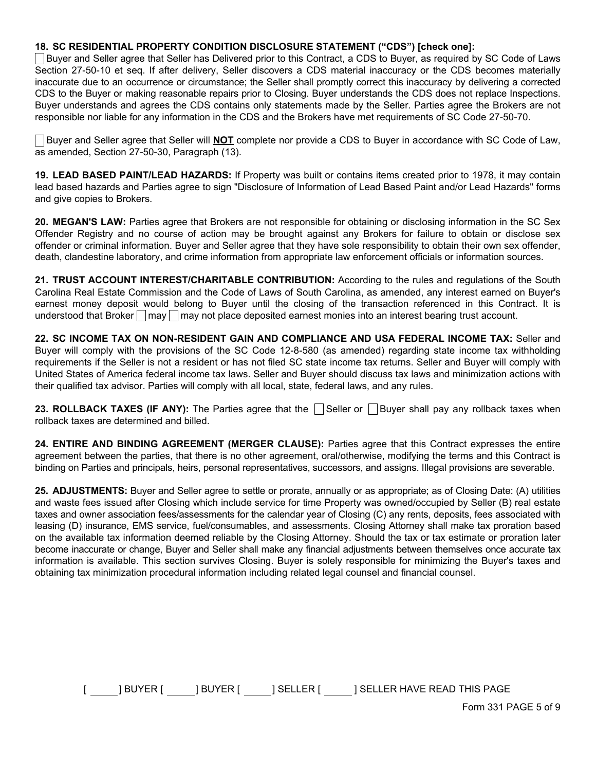**18. SC RESIDENTIAL PROPERTY CONDITION DISCLOSURE STATEMENT ("CDS") [check one]:**

☐ Buyer and Seller agree that Seller has Delivered prior to this Contract, a CDS to Buyer, as required by SC Code of Laws Section 27-50-10 et seq. If after delivery, Seller discovers a CDS material inaccuracy or the CDS becomes materially inaccurate due to an occurrence or circumstance; the Seller shall promptly correct this inaccuracy by delivering a corrected CDS to the Buyer or making reasonable repairs prior to Closing. Buyer understands the CDS does not replace Inspections. Buyer understands and agrees the CDS contains only statements made by the Seller. Parties agree the Brokers are not responsible nor liable for any information in the CDS and the Brokers have met requirements of SC Code 27-50-70.

☐ Buyer and Seller agree that Seller will **NOT** complete nor provide a CDS to Buyer in accordance with SC Code of Law, as amended, Section 27-50-30, Paragraph (13).

**19. LEAD BASED PAINT/LEAD HAZARDS:** If Property was built or contains items created prior to 1978, it may contain lead based hazards and Parties agree to sign "Disclosure of Information of Lead Based Paint and/or Lead Hazards" forms and give copies to Brokers.

**20. MEGAN'S LAW:** Parties agree that Brokers are not responsible for obtaining or disclosing information in the SC Sex Offender Registry and no course of action may be brought against any Brokers for failure to obtain or disclose sex offender or criminal information. Buyer and Seller agree that they have sole responsibility to obtain their own sex offender, death, clandestine laboratory, and crime information from appropriate law enforcement officials or information sources.

**21. TRUST ACCOUNT INTEREST/CHARITABLE CONTRIBUTION:** According to the rules and regulations of the South Carolina Real Estate Commission and the Code of Laws of South Carolina, as amended, any interest earned on Buyer's earnest money deposit would belong to Buyer until the closing of the transaction referenced in this Contract. It is understood that Broker ☐ may ☐ may not place deposited earnest monies into an interest bearing trust account.

**22. SC INCOME TAX ON NON-RESIDENT GAIN AND COMPLIANCE AND USA FEDERAL INCOME TAX:** Seller and Buyer will comply with the provisions of the SC Code 12-8-580 (as amended) regarding state income tax withholding requirements if the Seller is not a resident or has not filed SC state income tax returns. Seller and Buyer will comply with United States of America federal income tax laws. Seller and Buyer should discuss tax laws and minimization actions with their qualified tax advisor. Parties will comply with all local, state, federal laws, and any rules.

**23. ROLLBACK TAXES (IF ANY):** The Parties agree that the ☐ Seller or ☐ Buyer shall pay any rollback taxes when rollback taxes are determined and billed.

**24. ENTIRE AND BINDING AGREEMENT (MERGER CLAUSE):** Parties agree that this Contract expresses the entire agreement between the parties, that there is no other agreement, oral/otherwise, modifying the terms and this Contract is binding on Parties and principals, heirs, personal representatives, successors, and assigns. Illegal provisions are severable.

**25. ADJUSTMENTS:** Buyer and Seller agree to settle or prorate, annually or as appropriate; as of Closing Date: (A) utilities and waste fees issued after Closing which include service for time Property was owned/occupied by Seller (B) real estate taxes and owner association fees/assessments for the calendar year of Closing (C) any rents, deposits, fees associated with leasing (D) insurance, EMS service, fuel/consumables, and assessments. Closing Attorney shall make tax proration based on the available tax information deemed reliable by the Closing Attorney. Should the tax or tax estimate or proration later become inaccurate or change, Buyer and Seller shall make any financial adjustments between themselves once accurate tax information is available. This section survives Closing. Buyer is solely responsible for minimizing the Buyer's taxes and obtaining tax minimization procedural information including related legal counsel and financial counsel.

[ _____ ] BUYER [ _____ ] BUYER [ _____ ] SELLER [ _____ ] SELLER HAVE READ THIS PAGE

Form 331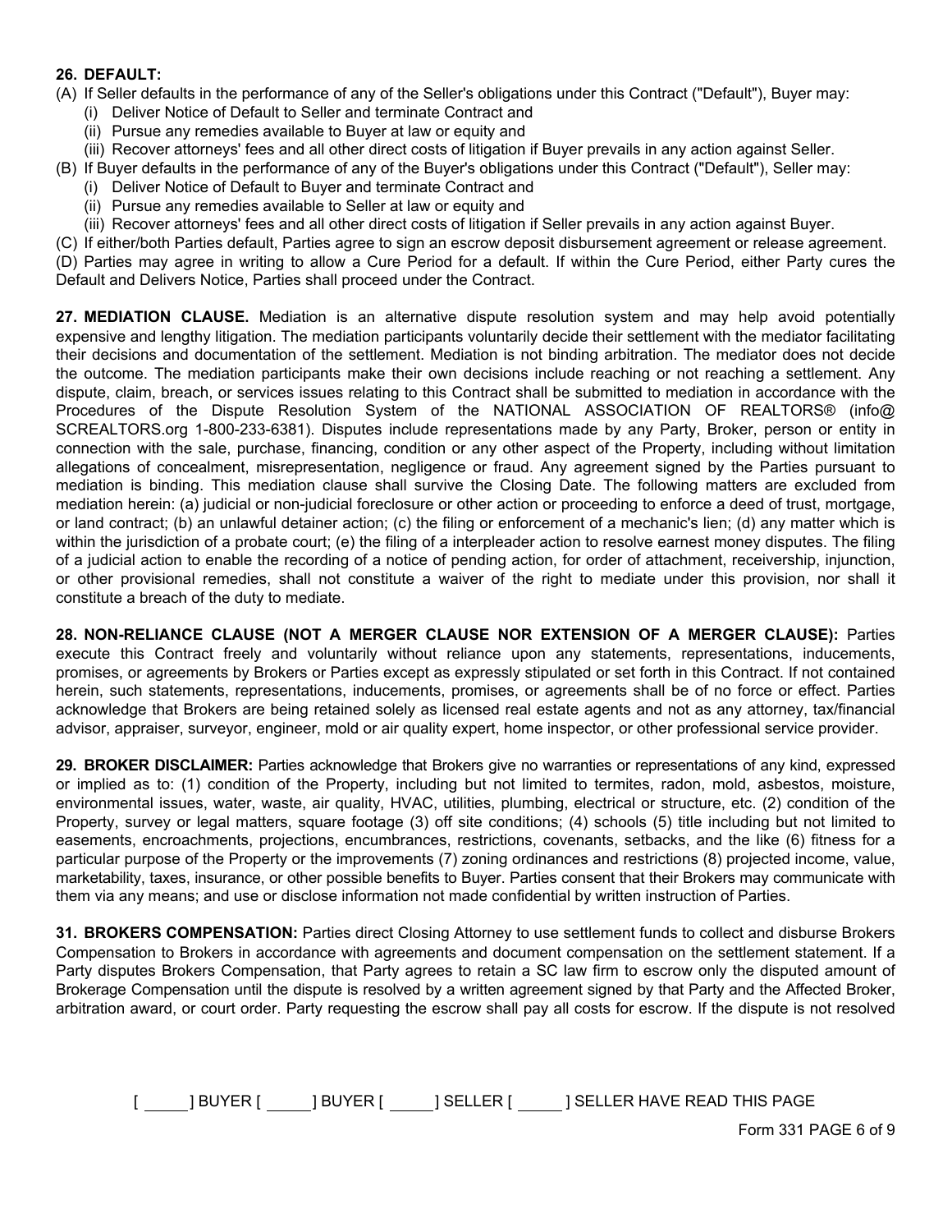**26. DEFAULT:**

(A) If Seller defaults in the performance of any of the Seller's obligations under this Contract ("Default"), Buyer may:
 (i) Deliver Notice of Default to Seller and terminate Contract and
 (ii) Pursue any remedies available to Buyer at law or equity and
 (iii) Recover attorneys' fees and all other direct costs of litigation if Buyer prevails in any action against Seller.

(B) If Buyer defaults in the performance of any of the Buyer's obligations under this Contract ("Default"), Seller may:
 (i) Deliver Notice of Default to Buyer and terminate Contract and
 (ii) Pursue any remedies available to Seller at law or equity and
 (iii) Recover attorneys' fees and all other direct costs of litigation if Seller prevails in any action against Buyer.

(C) If either/both Parties default, Parties agree to sign an escrow deposit disbursement agreement or release agreement.

(D) Parties may agree in writing to allow a Cure Period for a default. If within the Cure Period, either Party cures the Default and Delivers Notice, Parties shall proceed under the Contract.

**27. MEDIATION CLAUSE.** Mediation is an alternative dispute resolution system and may help avoid potentially expensive and lengthy litigation. The mediation participants voluntarily decide their settlement with the mediator facilitating their decisions and documentation of the settlement. Mediation is not binding arbitration. The mediator does not decide the outcome. The mediation participants make their own decisions include reaching or not reaching a settlement. Any dispute, claim, breach, or services issues relating to this Contract shall be submitted to mediation in accordance with the Procedures of the Dispute Resolution System of the NATIONAL ASSOCIATION OF REALTORS® (info@ SCREALTORS.org 1-800-233-6381). Disputes include representations made by any Party, Broker, person or entity in connection with the sale, purchase, financing, condition or any other aspect of the Property, including without limitation allegations of concealment, misrepresentation, negligence or fraud. Any agreement signed by the Parties pursuant to mediation is binding. This mediation clause shall survive the Closing Date. The following matters are excluded from mediation herein: (a) judicial or non-judicial foreclosure or other action or proceeding to enforce a deed of trust, mortgage, or land contract; (b) an unlawful detainer action; (c) the filing or enforcement of a mechanic's lien; (d) any matter which is within the jurisdiction of a probate court; (e) the filing of a interpleader action to resolve earnest money disputes. The filing of a judicial action to enable the recording of a notice of pending action, for order of attachment, receivership, injunction, or other provisional remedies, shall not constitute a waiver of the right to mediate under this provision, nor shall it constitute a breach of the duty to mediate.

**28. NON-RELIANCE CLAUSE (NOT A MERGER CLAUSE NOR EXTENSION OF A MERGER CLAUSE):** Parties execute this Contract freely and voluntarily without reliance upon any statements, representations, inducements, promises, or agreements by Brokers or Parties except as expressly stipulated or set forth in this Contract. If not contained herein, such statements, representations, inducements, promises, or agreements shall be of no force or effect. Parties acknowledge that Brokers are being retained solely as licensed real estate agents and not as any attorney, tax/financial advisor, appraiser, surveyor, engineer, mold or air quality expert, home inspector, or other professional service provider.

**29. BROKER DISCLAIMER:** Parties acknowledge that Brokers give no warranties or representations of any kind, expressed or implied as to: (1) condition of the Property, including but not limited to termites, radon, mold, asbestos, moisture, environmental issues, water, waste, air quality, HVAC, utilities, plumbing, electrical or structure, etc. (2) condition of the Property, survey or legal matters, square footage (3) off site conditions; (4) schools (5) title including but not limited to easements, encroachments, projections, encumbrances, restrictions, covenants, setbacks, and the like (6) fitness for a particular purpose of the Property or the improvements (7) zoning ordinances and restrictions (8) projected income, value, marketability, taxes, insurance, or other possible benefits to Buyer. Parties consent that their Brokers may communicate with them via any means; and use or disclose information not made confidential by written instruction of Parties.

**31. BROKERS COMPENSATION:** Parties direct Closing Attorney to use settlement funds to collect and disburse Brokers Compensation to Brokers in accordance with agreements and document compensation on the settlement statement. If a Party disputes Brokers Compensation, that Party agrees to retain a SC law firm to escrow only the disputed amount of Brokerage Compensation until the dispute is resolved by a written agreement signed by that Party and the Affected Broker, arbitration award, or court order. Party requesting the escrow shall pay all costs for escrow. If the dispute is not resolved

[ \_\_\_\_\_ ] BUYER [ \_\_\_\_\_ ] BUYER [ \_\_\_\_\_ ] SELLER [ \_\_\_\_\_ ] SELLER HAVE READ THIS PAGE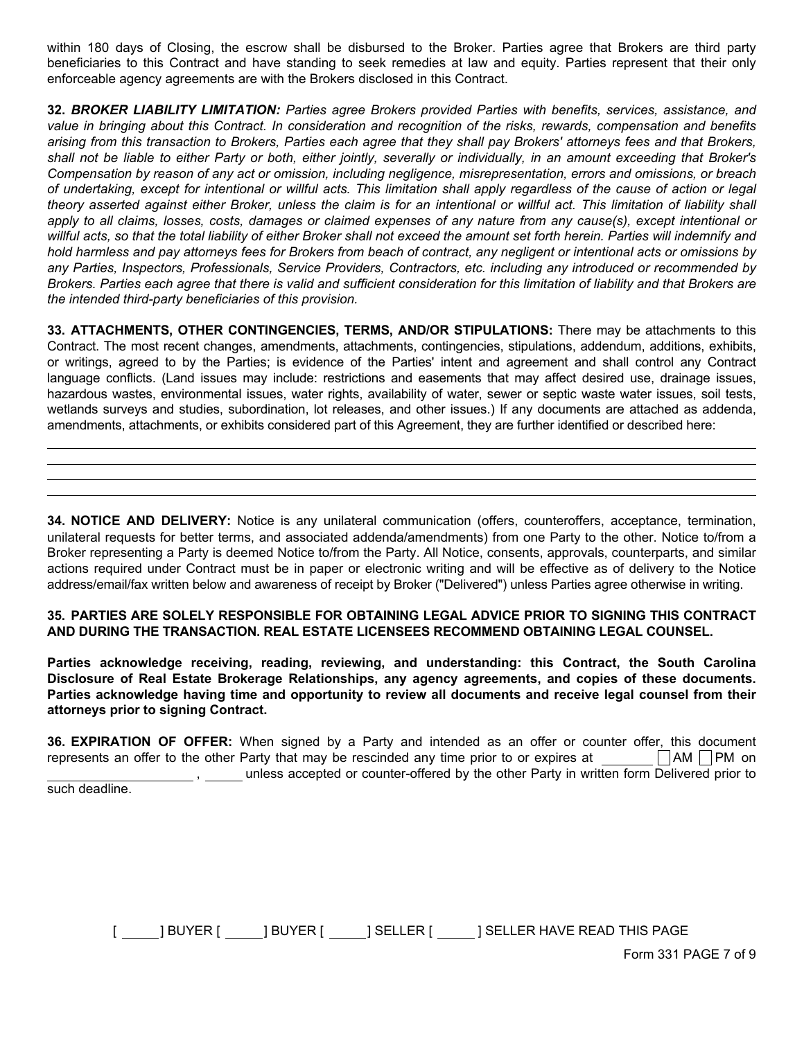within 180 days of Closing, the escrow shall be disbursed to the Broker. Parties agree that Brokers are third party beneficiaries to this Contract and have standing to seek remedies at law and equity. Parties represent that their only enforceable agency agreements are with the Brokers disclosed in this Contract.

**32.** ***BROKER LIABILITY LIMITATION:*** *Parties agree Brokers provided Parties with benefits, services, assistance, and value in bringing about this Contract. In consideration and recognition of the risks, rewards, compensation and benefits arising from this transaction to Brokers, Parties each agree that they shall pay Brokers' attorneys fees and that Brokers, shall not be liable to either Party or both, either jointly, severally or individually, in an amount exceeding that Broker's Compensation by reason of any act or omission, including negligence, misrepresentation, errors and omissions, or breach of undertaking, except for intentional or willful acts. This limitation shall apply regardless of the cause of action or legal theory asserted against either Broker, unless the claim is for an intentional or willful act. This limitation of liability shall apply to all claims, losses, costs, damages or claimed expenses of any nature from any cause(s), except intentional or willful acts, so that the total liability of either Broker shall not exceed the amount set forth herein. Parties will indemnify and hold harmless and pay attorneys fees for Brokers from beach of contract, any negligent or intentional acts or omissions by any Parties, Inspectors, Professionals, Service Providers, Contractors, etc. including any introduced or recommended by Brokers. Parties each agree that there is valid and sufficient consideration for this limitation of liability and that Brokers are the intended third-party beneficiaries of this provision.*

**33. ATTACHMENTS, OTHER CONTINGENCIES, TERMS, AND/OR STIPULATIONS:** There may be attachments to this Contract. The most recent changes, amendments, attachments, contingencies, stipulations, addendum, additions, exhibits, or writings, agreed to by the Parties; is evidence of the Parties' intent and agreement and shall control any Contract language conflicts. (Land issues may include: restrictions and easements that may affect desired use, drainage issues, hazardous wastes, environmental issues, water rights, availability of water, sewer or septic waste water issues, soil tests, wetlands surveys and studies, subordination, lot releases, and other issues.) If any documents are attached as addenda, amendments, attachments, or exhibits considered part of this Agreement, they are further identified or described here:

______________________________________________________________________

______________________________________________________________________

______________________________________________________________________

______________________________________________________________________

**34. NOTICE AND DELIVERY:** Notice is any unilateral communication (offers, counteroffers, acceptance, termination, unilateral requests for better terms, and associated addenda/amendments) from one Party to the other. Notice to/from a Broker representing a Party is deemed Notice to/from the Party. All Notice, consents, approvals, counterparts, and similar actions required under Contract must be in paper or electronic writing and will be effective as of delivery to the Notice address/email/fax written below and awareness of receipt by Broker ("Delivered") unless Parties agree otherwise in writing.

**35. PARTIES ARE SOLELY RESPONSIBLE FOR OBTAINING LEGAL ADVICE PRIOR TO SIGNING THIS CONTRACT AND DURING THE TRANSACTION. REAL ESTATE LICENSEES RECOMMEND OBTAINING LEGAL COUNSEL.**

**Parties acknowledge receiving, reading, reviewing, and understanding: this Contract, the South Carolina Disclosure of Real Estate Brokerage Relationships, any agency agreements, and copies of these documents. Parties acknowledge having time and opportunity to review all documents and receive legal counsel from their attorneys prior to signing Contract.**

**36. EXPIRATION OF OFFER:** When signed by a Party and intended as an offer or counter offer, this document represents an offer to the other Party that may be rescinded any time prior to or expires at ________ ☐ AM ☐ PM on ____________________ , _____ unless accepted or counter-offered by the other Party in written form Delivered prior to such deadline.

[ _____ ] BUYER [ _____ ] BUYER [ _____ ] SELLER [ _____ ] SELLER HAVE READ THIS PAGE

Form 331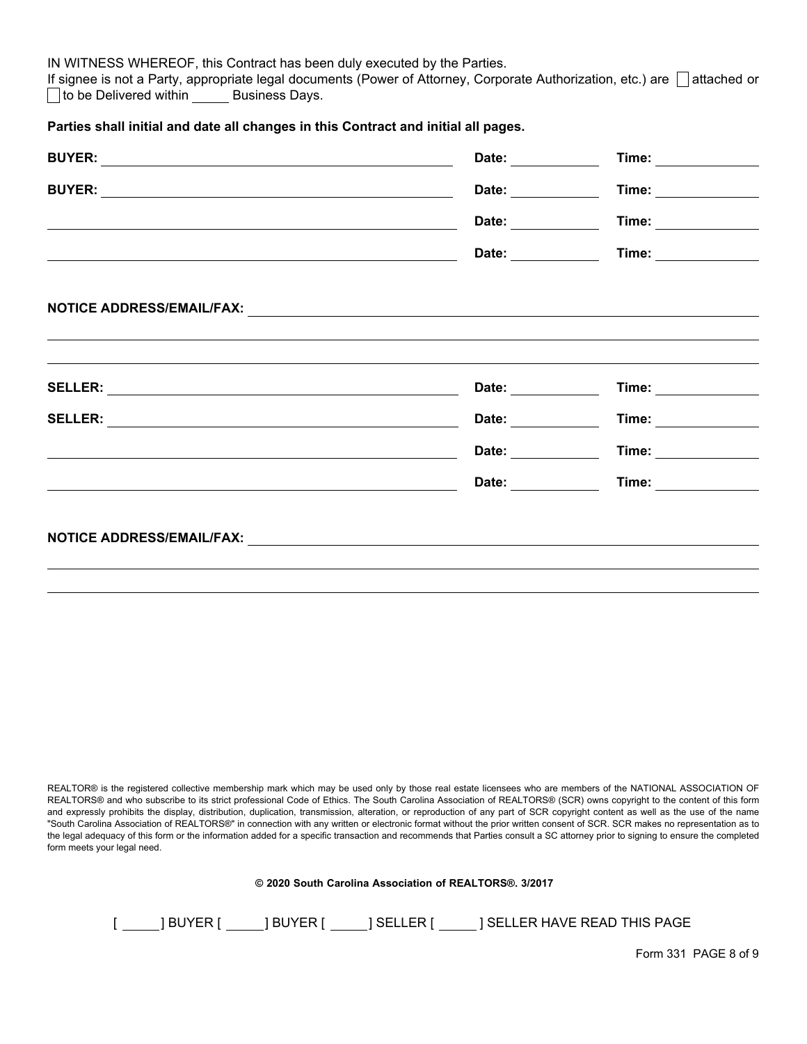IN WITNESS WHEREOF, this Contract has been duly executed by the Parties.
If signee is not a Party, appropriate legal documents (Power of Attorney, Corporate Authorization, etc.) are ☐ attached or ☐ to be Delivered within _____ Business Days.

**Parties shall initial and date all changes in this Contract and initial all pages.**

**BUYER:** ______________________________ **Date:** __________ **Time:** __________

**BUYER:** ______________________________ **Date:** __________ **Time:** __________

______________________________ **Date:** __________ **Time:** __________

______________________________ **Date:** __________ **Time:** __________

**NOTICE ADDRESS/EMAIL/FAX:** ______________________________

______________________________

______________________________

**SELLER:** ______________________________ **Date:** __________ **Time:** __________

**SELLER:** ______________________________ **Date:** __________ **Time:** __________

______________________________ **Date:** __________ **Time:** __________

______________________________ **Date:** __________ **Time:** __________

**NOTICE ADDRESS/EMAIL/FAX:** ______________________________

______________________________

______________________________

REALTOR® is the registered collective membership mark which may be used only by those real estate licensees who are members of the NATIONAL ASSOCIATION OF REALTORS® and who subscribe to its strict professional Code of Ethics. The South Carolina Association of REALTORS® (SCR) owns copyright to the content of this form and expressly prohibits the display, distribution, duplication, transmission, alteration, or reproduction of any part of SCR copyright content as well as the use of the name "South Carolina Association of REALTORS®" in connection with any written or electronic format without the prior written consent of SCR. SCR makes no representation as to the legal adequacy of this form or the information added for a specific transaction and recommends that Parties consult a SC attorney prior to signing to ensure the completed form meets your legal need.

**© 2020 South Carolina Association of REALTORS®. 3/2017**

[ _____ ] BUYER [ _____ ] BUYER [ _____ ] SELLER [ _____ ] SELLER HAVE READ THIS PAGE

Form 331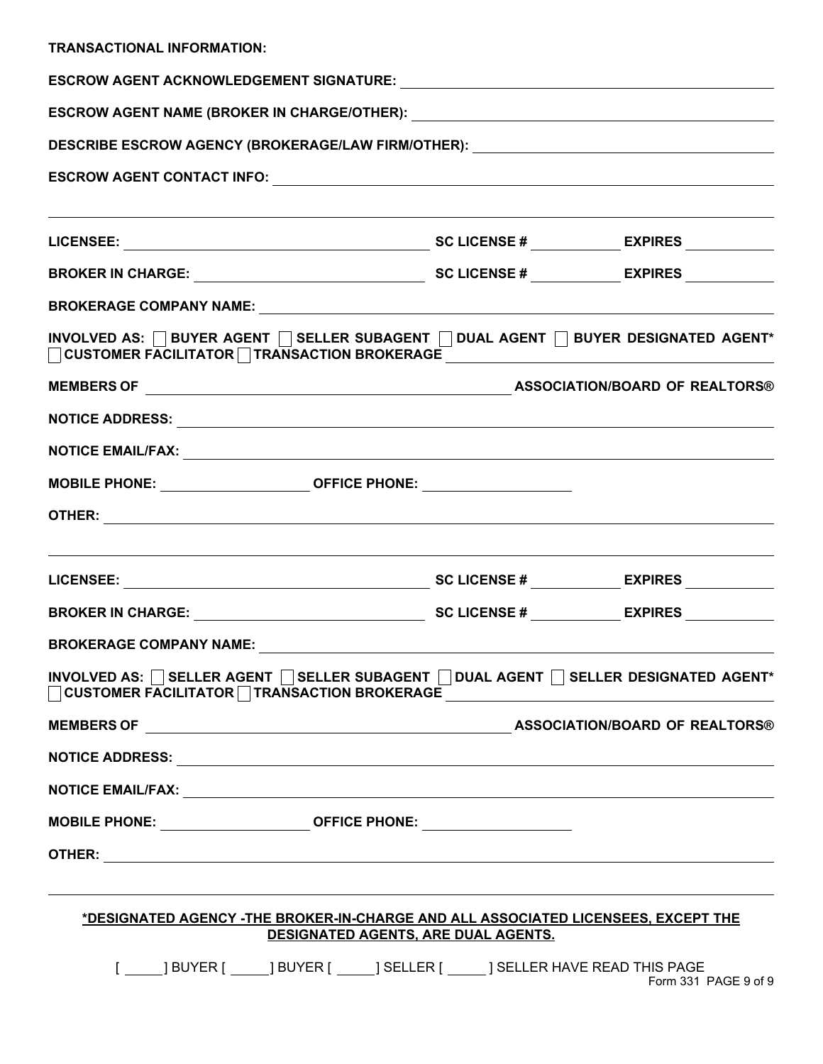**TRANSACTIONAL INFORMATION:**

**ESCROW AGENT ACKNOWLEDGEMENT SIGNATURE:** ______________________________

**ESCROW AGENT NAME (BROKER IN CHARGE/OTHER):** ______________________________

**DESCRIBE ESCROW AGENCY (BROKERAGE/LAW FIRM/OTHER):** ______________________________

**ESCROW AGENT CONTACT INFO:** ______________________________

______________________________

**LICENSEE:** ______________________________ **SC LICENSE #** __________ **EXPIRES** __________

**BROKER IN CHARGE:** ______________________________ **SC LICENSE #** __________ **EXPIRES** __________

**BROKERAGE COMPANY NAME:** ______________________________

**INVOLVED AS:** ☐ **BUYER AGENT** ☐ **SELLER SUBAGENT** ☐ **DUAL AGENT** ☐ **BUYER DESIGNATED AGENT*** ☐ **CUSTOMER FACILITATOR** ☐ **TRANSACTION BROKERAGE** ______________________________

**MEMBERS OF** ______________________________ **ASSOCIATION/BOARD OF REALTORS®**

**NOTICE ADDRESS:** ______________________________

**NOTICE EMAIL/FAX:** ______________________________

**MOBILE PHONE:** __________________ **OFFICE PHONE:** __________________

**OTHER:** ______________________________

______________________________

**LICENSEE:** ______________________________ **SC LICENSE #** __________ **EXPIRES** __________

**BROKER IN CHARGE:** ______________________________ **SC LICENSE #** __________ **EXPIRES** __________

**BROKERAGE COMPANY NAME:** ______________________________

**INVOLVED AS:** ☐ **SELLER AGENT** ☐ **SELLER SUBAGENT** ☐ **DUAL AGENT** ☐ **SELLER DESIGNATED AGENT*** ☐ **CUSTOMER FACILITATOR** ☐ **TRANSACTION BROKERAGE** ______________________________

**MEMBERS OF** ______________________________ **ASSOCIATION/BOARD OF REALTORS®**

**NOTICE ADDRESS:** ______________________________

**NOTICE EMAIL/FAX:** ______________________________

**MOBILE PHONE:** __________________ **OFFICE PHONE:** __________________

**OTHER:** ______________________________

______________________________

**\*DESIGNATED AGENCY -THE BROKER-IN-CHARGE AND ALL ASSOCIATED LICENSEES, EXCEPT THE DESIGNATED AGENTS, ARE DUAL AGENTS.**

[ _____ ] BUYER [ _____ ] BUYER [ _____ ] SELLER [ _____ ] SELLER HAVE READ THIS PAGE

Form 331